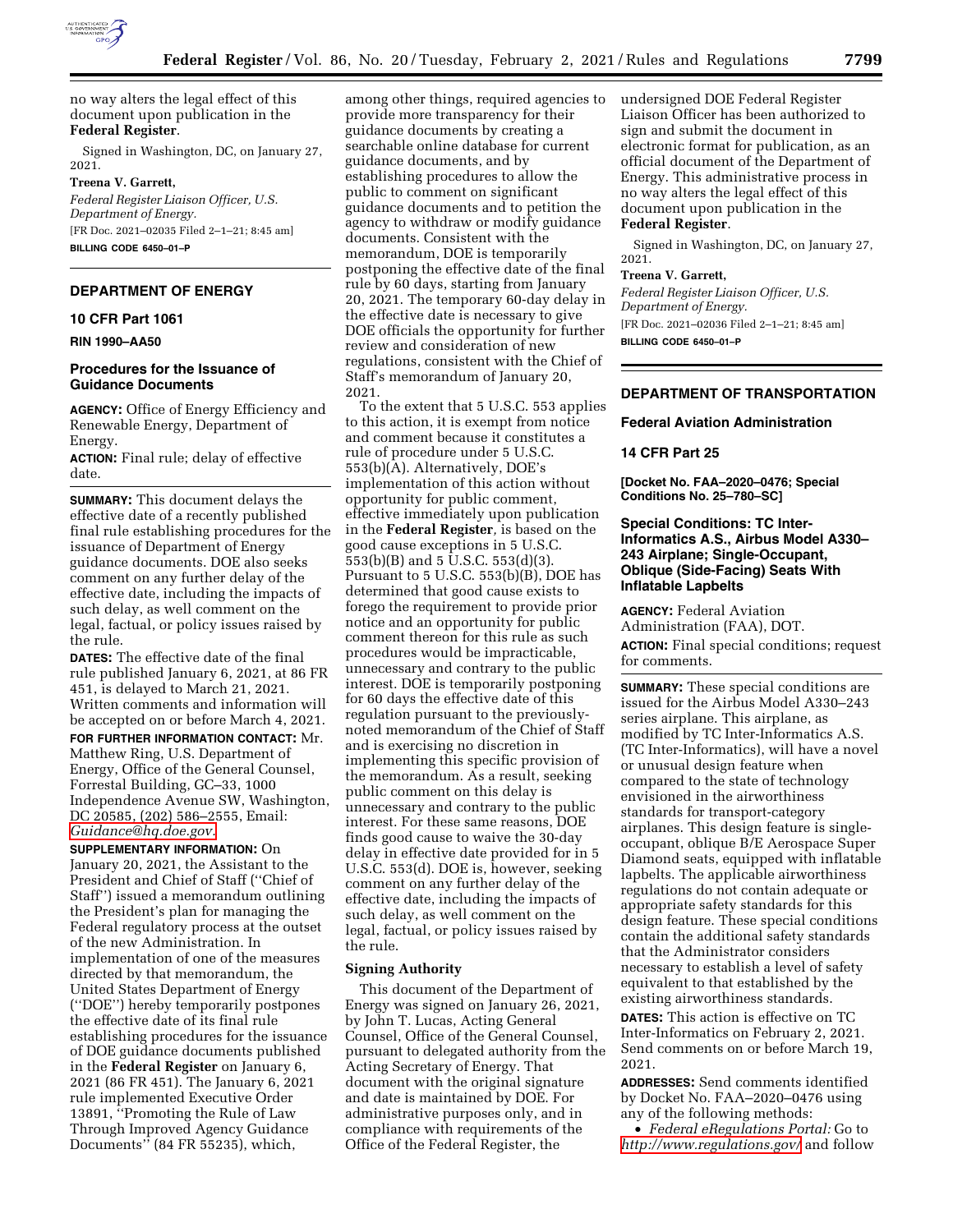no way alters the legal effect of this document upon publication in the **Federal Register**.

Signed in Washington, DC, on January 27, 2021.

**Treena V. Garrett,**

*Federal Register Liaison Officer, U.S. Department of Energy.*

[FR Doc. 2021–02035 Filed 2–1–21; 8:45 am]

**BILLING CODE 6450–01–P**

## DEPARTMENT OF ENERGY

### 10 CFR Part 1061

**RIN 1990–AA50**

### Procedures for the Issuance of Guidance Documents

**AGENCY:** Office of Energy Efficiency and Renewable Energy, Department of Energy.

**ACTION:** Final rule; delay of effective date.

**SUMMARY:** This document delays the effective date of a recently published final rule establishing procedures for the issuance of Department of Energy guidance documents. DOE also seeks comment on any further delay of the effective date, including the impacts of such delay, as well comment on the legal, factual, or policy issues raised by the rule.

**DATES:** The effective date of the final rule published January 6, 2021, at 86 FR 451, is delayed to March 21, 2021. Written comments and information will be accepted on or before March 4, 2021.

**FOR FURTHER INFORMATION CONTACT:** Mr. Matthew Ring, U.S. Department of Energy, Office of the General Counsel, Forrestal Building, GC–33, 1000 Independence Avenue SW, Washington, DC 20585, (202) 586–2555, Email: *Guidance@hq.doe.gov.*

**SUPPLEMENTARY INFORMATION:** On January 20, 2021, the Assistant to the President and Chief of Staff (''Chief of Staff'') issued a memorandum outlining the President's plan for managing the Federal regulatory process at the outset of the new Administration. In implementation of one of the measures directed by that memorandum, the United States Department of Energy (''DOE'') hereby temporarily postpones the effective date of its final rule establishing procedures for the issuance of DOE guidance documents published in the **Federal Register** on January 6, 2021 (86 FR 451). The January 6, 2021 rule implemented Executive Order 13891, ''Promoting the Rule of Law Through Improved Agency Guidance Documents'' (84 FR 55235), which, among other things, required agencies to provide more transparency for their guidance documents by creating a searchable online database for current guidance documents, and by establishing procedures to allow the public to comment on significant guidance documents and to petition the agency to withdraw or modify guidance documents. Consistent with the memorandum, DOE is temporarily postponing the effective date of the final rule by 60 days, starting from January 20, 2021. The temporary 60-day delay in the effective date is necessary to give DOE officials the opportunity for further review and consideration of new regulations, consistent with the Chief of Staff's memorandum of January 20, 2021.

To the extent that 5 U.S.C. 553 applies to this action, it is exempt from notice and comment because it constitutes a rule of procedure under 5 U.S.C. 553(b)(A). Alternatively, DOE's implementation of this action without opportunity for public comment, effective immediately upon publication in the **Federal Register**, is based on the good cause exceptions in 5 U.S.C. 553(b)(B) and 5 U.S.C. 553(d)(3). Pursuant to 5 U.S.C. 553(b)(B), DOE has determined that good cause exists to forego the requirement to provide prior notice and an opportunity for public comment thereon for this rule as such procedures would be impracticable, unnecessary and contrary to the public interest. DOE is temporarily postponing for 60 days the effective date of this regulation pursuant to the previously-noted memorandum of the Chief of Staff and is exercising no discretion in implementing this specific provision of the memorandum. As a result, seeking public comment on this delay is unnecessary and contrary to the public interest. For these same reasons, DOE finds good cause to waive the 30-day delay in effective date provided for in 5 U.S.C. 553(d). DOE is, however, seeking comment on any further delay of the effective date, including the impacts of such delay, as well comment on the legal, factual, or policy issues raised by the rule.

#### Signing Authority

This document of the Department of Energy was signed on January 26, 2021, by John T. Lucas, Acting General Counsel, Office of the General Counsel, pursuant to delegated authority from the Acting Secretary of Energy. That document with the original signature and date is maintained by DOE. For administrative purposes only, and in compliance with requirements of the Office of the Federal Register, the undersigned DOE Federal Register Liaison Officer has been authorized to sign and submit the document in electronic format for publication, as an official document of the Department of Energy. This administrative process in no way alters the legal effect of this document upon publication in the **Federal Register**.

Signed in Washington, DC, on January 27, 2021.

**Treena V. Garrett,**

*Federal Register Liaison Officer, U.S. Department of Energy.*

[FR Doc. 2021–02036 Filed 2–1–21; 8:45 am]

**BILLING CODE 6450–01–P**

## DEPARTMENT OF TRANSPORTATION

### Federal Aviation Administration

### 14 CFR Part 25

**[Docket No. FAA–2020–0476; Special Conditions No. 25–780–SC]**

### Special Conditions: TC Inter-Informatics A.S., Airbus Model A330–243 Airplane; Single-Occupant, Oblique (Side-Facing) Seats With Inflatable Lapbelts

**AGENCY:** Federal Aviation Administration (FAA), DOT.

**ACTION:** Final special conditions; request for comments.

**SUMMARY:** These special conditions are issued for the Airbus Model A330–243 series airplane. This airplane, as modified by TC Inter-Informatics A.S. (TC Inter-Informatics), will have a novel or unusual design feature when compared to the state of technology envisioned in the airworthiness standards for transport-category airplanes. This design feature is single-occupant, oblique B/E Aerospace Super Diamond seats, equipped with inflatable lapbelts. The applicable airworthiness regulations do not contain adequate or appropriate safety standards for this design feature. These special conditions contain the additional safety standards that the Administrator considers necessary to establish a level of safety equivalent to that established by the existing airworthiness standards.

**DATES:** This action is effective on TC Inter-Informatics on February 2, 2021. Send comments on or before March 19, 2021.

**ADDRESSES:** Send comments identified by Docket No. FAA–2020–0476 using any of the following methods:

- *Federal eRegulations Portal:* Go to *http://www.regulations.gov/* and follow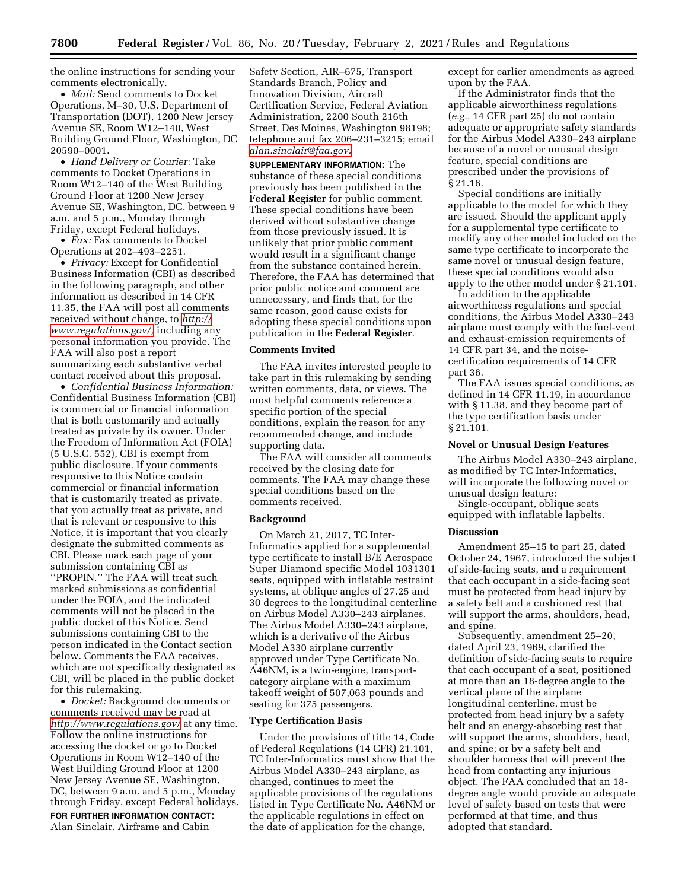the online instructions for sending your comments electronically.

- *Mail:* Send comments to Docket Operations, M–30, U.S. Department of Transportation (DOT), 1200 New Jersey Avenue SE, Room W12–140, West Building Ground Floor, Washington, DC 20590–0001.
- *Hand Delivery or Courier:* Take comments to Docket Operations in Room W12–140 of the West Building Ground Floor at 1200 New Jersey Avenue SE, Washington, DC, between 9 a.m. and 5 p.m., Monday through Friday, except Federal holidays.
- *Fax:* Fax comments to Docket Operations at 202–493–2251.
- *Privacy:* Except for Confidential Business Information (CBI) as described in the following paragraph, and other information as described in 14 CFR 11.35, the FAA will post all comments received without change, to *http://www.regulations.gov/*, including any personal information you provide. The FAA will also post a report summarizing each substantive verbal contact received about this proposal.
- *Confidential Business Information:* Confidential Business Information (CBI) is commercial or financial information that is both customarily and actually treated as private by its owner. Under the Freedom of Information Act (FOIA) (5 U.S.C. 552), CBI is exempt from public disclosure. If your comments responsive to this Notice contain commercial or financial information that is customarily treated as private, that you actually treat as private, and that is relevant or responsive to this Notice, it is important that you clearly designate the submitted comments as CBI. Please mark each page of your submission containing CBI as ''PROPIN.'' The FAA will treat such marked submissions as confidential under the FOIA, and the indicated comments will not be placed in the public docket of this Notice. Send submissions containing CBI to the person indicated in the Contact section below. Comments the FAA receives, which are not specifically designated as CBI, will be placed in the public docket for this rulemaking.
- *Docket:* Background documents or comments received may be read at *http://www.regulations.gov/* at any time. Follow the online instructions for accessing the docket or go to Docket Operations in Room W12–140 of the West Building Ground Floor at 1200 New Jersey Avenue SE, Washington, DC, between 9 a.m. and 5 p.m., Monday through Friday, except Federal holidays.

**FOR FURTHER INFORMATION CONTACT:** Alan Sinclair, Airframe and Cabin Safety Section, AIR–675, Transport Standards Branch, Policy and Innovation Division, Aircraft Certification Service, Federal Aviation Administration, 2200 South 216th Street, Des Moines, Washington 98198; telephone and fax 206–231–3215; email *alan.sinclair@faa.gov*.

**SUPPLEMENTARY INFORMATION:** The substance of these special conditions previously has been published in the **Federal Register** for public comment. These special conditions have been derived without substantive change from those previously issued. It is unlikely that prior public comment would result in a significant change from the substance contained herein. Therefore, the FAA has determined that prior public notice and comment are unnecessary, and finds that, for the same reason, good cause exists for adopting these special conditions upon publication in the **Federal Register**.

## Comments Invited

The FAA invites interested people to take part in this rulemaking by sending written comments, data, or views. The most helpful comments reference a specific portion of the special conditions, explain the reason for any recommended change, and include supporting data.

The FAA will consider all comments received by the closing date for comments. The FAA may change these special conditions based on the comments received.

## Background

On March 21, 2017, TC Inter-Informatics applied for a supplemental type certificate to install B/E Aerospace Super Diamond specific Model 1031301 seats, equipped with inflatable restraint systems, at oblique angles of 27.25 and 30 degrees to the longitudinal centerline on Airbus Model A330–243 airplanes. The Airbus Model A330–243 airplane, which is a derivative of the Airbus Model A330 airplane currently approved under Type Certificate No. A46NM, is a twin-engine, transport-category airplane with a maximum takeoff weight of 507,063 pounds and seating for 375 passengers.

## Type Certification Basis

Under the provisions of title 14, Code of Federal Regulations (14 CFR) 21.101, TC Inter-Informatics must show that the Airbus Model A330–243 airplane, as changed, continues to meet the applicable provisions of the regulations listed in Type Certificate No. A46NM or the applicable regulations in effect on the date of application for the change, except for earlier amendments as agreed upon by the FAA.

If the Administrator finds that the applicable airworthiness regulations (*e.g.,* 14 CFR part 25) do not contain adequate or appropriate safety standards for the Airbus Model A330–243 airplane because of a novel or unusual design feature, special conditions are prescribed under the provisions of § 21.16.

Special conditions are initially applicable to the model for which they are issued. Should the applicant apply for a supplemental type certificate to modify any other model included on the same type certificate to incorporate the same novel or unusual design feature, these special conditions would also apply to the other model under § 21.101.

In addition to the applicable airworthiness regulations and special conditions, the Airbus Model A330–243 airplane must comply with the fuel-vent and exhaust-emission requirements of 14 CFR part 34, and the noise-certification requirements of 14 CFR part 36.

The FAA issues special conditions, as defined in 14 CFR 11.19, in accordance with § 11.38, and they become part of the type certification basis under § 21.101.

## Novel or Unusual Design Features

The Airbus Model A330–243 airplane, as modified by TC Inter-Informatics, will incorporate the following novel or unusual design feature:

Single-occupant, oblique seats equipped with inflatable lapbelts.

## Discussion

Amendment 25–15 to part 25, dated October 24, 1967, introduced the subject of side-facing seats, and a requirement that each occupant in a side-facing seat must be protected from head injury by a safety belt and a cushioned rest that will support the arms, shoulders, head, and spine.

Subsequently, amendment 25–20, dated April 23, 1969, clarified the definition of side-facing seats to require that each occupant of a seat, positioned at more than an 18-degree angle to the vertical plane of the airplane longitudinal centerline, must be protected from head injury by a safety belt and an energy-absorbing rest that will support the arms, shoulders, head, and spine; or by a safety belt and shoulder harness that will prevent the head from contacting any injurious object. The FAA concluded that an 18-degree angle would provide an adequate level of safety based on tests that were performed at that time, and thus adopted that standard.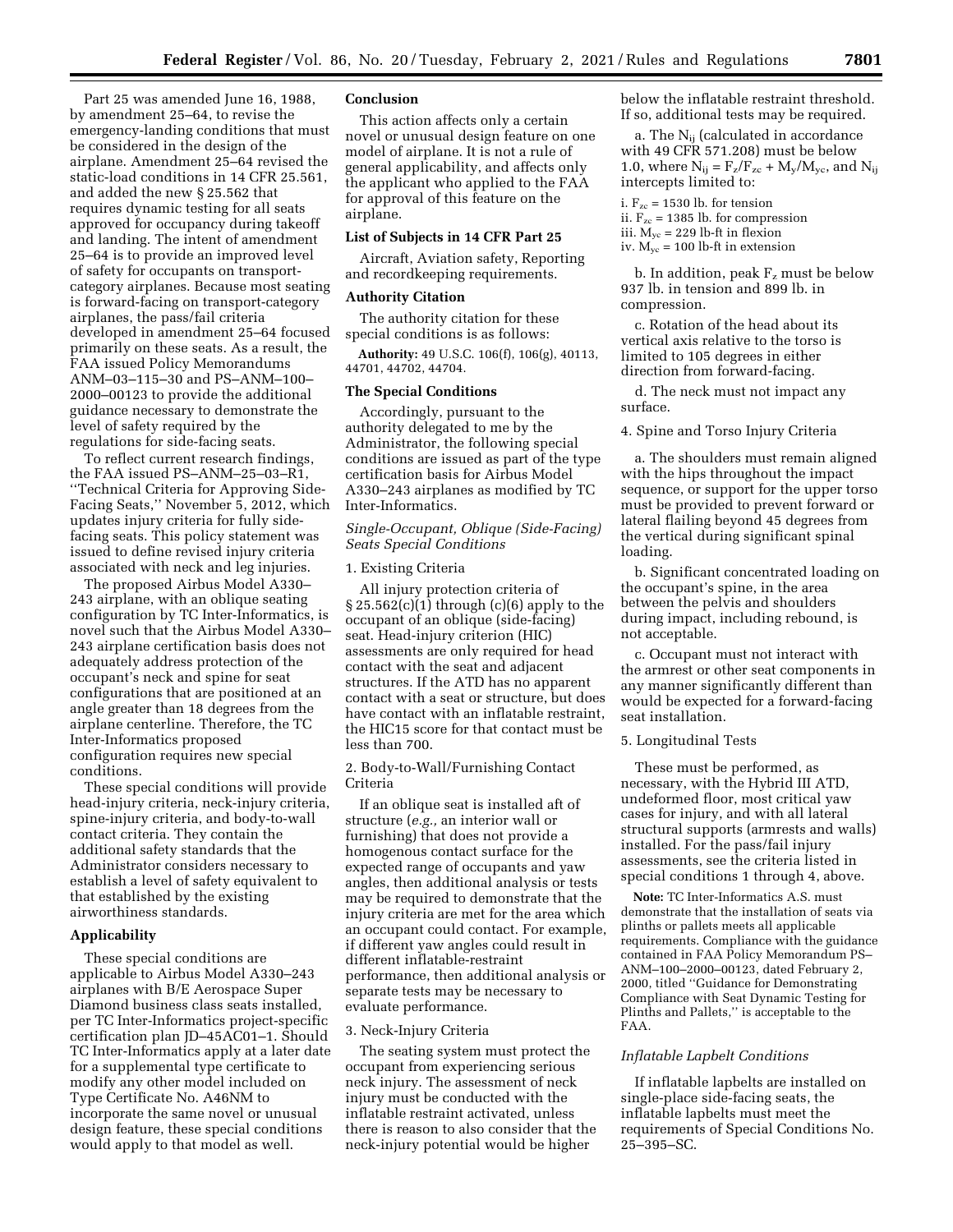Part 25 was amended June 16, 1988, by amendment 25–64, to revise the emergency-landing conditions that must be considered in the design of the airplane. Amendment 25–64 revised the static-load conditions in 14 CFR 25.561, and added the new § 25.562 that requires dynamic testing for all seats approved for occupancy during takeoff and landing. The intent of amendment 25–64 is to provide an improved level of safety for occupants on transport-category airplanes. Because most seating is forward-facing on transport-category airplanes, the pass/fail criteria developed in amendment 25–64 focused primarily on these seats. As a result, the FAA issued Policy Memorandums ANM–03–115–30 and PS–ANM–100–2000–00123 to provide the additional guidance necessary to demonstrate the level of safety required by the regulations for side-facing seats.

To reflect current research findings, the FAA issued PS–ANM–25–03–R1, ''Technical Criteria for Approving Side-Facing Seats,'' November 5, 2012, which updates injury criteria for fully side-facing seats. This policy statement was issued to define revised injury criteria associated with neck and leg injuries.

The proposed Airbus Model A330–243 airplane, with an oblique seating configuration by TC Inter-Informatics, is novel such that the Airbus Model A330–243 airplane certification basis does not adequately address protection of the occupant's neck and spine for seat configurations that are positioned at an angle greater than 18 degrees from the airplane centerline. Therefore, the TC Inter-Informatics proposed configuration requires new special conditions.

These special conditions will provide head-injury criteria, neck-injury criteria, spine-injury criteria, and body-to-wall contact criteria. They contain the additional safety standards that the Administrator considers necessary to establish a level of safety equivalent to that established by the existing airworthiness standards.

## Applicability

These special conditions are applicable to Airbus Model A330–243 airplanes with B/E Aerospace Super Diamond business class seats installed, per TC Inter-Informatics project-specific certification plan JD–45AC01–1. Should TC Inter-Informatics apply at a later date for a supplemental type certificate to modify any other model included on Type Certificate No. A46NM to incorporate the same novel or unusual design feature, these special conditions would apply to that model as well.

## Conclusion

This action affects only a certain novel or unusual design feature on one model of airplane. It is not a rule of general applicability, and affects only the applicant who applied to the FAA for approval of this feature on the airplane.

## List of Subjects in 14 CFR Part 25

Aircraft, Aviation safety, Reporting and recordkeeping requirements.

## Authority Citation

The authority citation for these special conditions is as follows:

**Authority:** 49 U.S.C. 106(f), 106(g), 40113, 44701, 44702, 44704.

## The Special Conditions

Accordingly, pursuant to the authority delegated to me by the Administrator, the following special conditions are issued as part of the type certification basis for Airbus Model A330–243 airplanes as modified by TC Inter-Informatics.

### *Single-Occupant, Oblique (Side-Facing) Seats Special Conditions*

1. Existing Criteria

All injury protection criteria of § 25.562(c)(1) through (c)(6) apply to the occupant of an oblique (side-facing) seat. Head-injury criterion (HIC) assessments are only required for head contact with the seat and adjacent structures. If the ATD has no apparent contact with a seat or structure, but does have contact with an inflatable restraint, the HIC15 score for that contact must be less than 700.

2. Body-to-Wall/Furnishing Contact Criteria

If an oblique seat is installed aft of structure (*e.g.,* an interior wall or furnishing) that does not provide a homogenous contact surface for the expected range of occupants and yaw angles, then additional analysis or tests may be required to demonstrate that the injury criteria are met for the area which an occupant could contact. For example, if different yaw angles could result in different inflatable-restraint performance, then additional analysis or separate tests may be necessary to evaluate performance.

3. Neck-Injury Criteria

The seating system must protect the occupant from experiencing serious neck injury. The assessment of neck injury must be conducted with the inflatable restraint activated, unless there is reason to also consider that the neck-injury potential would be higher below the inflatable restraint threshold. If so, additional tests may be required.

a. The $N_{ij}$ (calculated in accordance with 49 CFR 571.208) must be below 1.0, where $N_{ij} = F_z/F_{zc} + M_y/M_{yc}$, and $N_{ij}$ intercepts limited to:

i. $F_{zc}$ = 1530 lb. for tension
ii. $F_{zc}$ = 1385 lb. for compression
iii. $M_{yc}$ = 229 lb-ft in flexion
iv. $M_{yc}$ = 100 lb-ft in extension

b. In addition, peak $F_z$ must be below 937 lb. in tension and 899 lb. in compression.

c. Rotation of the head about its vertical axis relative to the torso is limited to 105 degrees in either direction from forward-facing.

d. The neck must not impact any surface.

4. Spine and Torso Injury Criteria

a. The shoulders must remain aligned with the hips throughout the impact sequence, or support for the upper torso must be provided to prevent forward or lateral flailing beyond 45 degrees from the vertical during significant spinal loading.

b. Significant concentrated loading on the occupant's spine, in the area between the pelvis and shoulders during impact, including rebound, is not acceptable.

c. Occupant must not interact with the armrest or other seat components in any manner significantly different than would be expected for a forward-facing seat installation.

5. Longitudinal Tests

These must be performed, as necessary, with the Hybrid III ATD, undeformed floor, most critical yaw cases for injury, and with all lateral structural supports (armrests and walls) installed. For the pass/fail injury assessments, see the criteria listed in special conditions 1 through 4, above.

**Note:** TC Inter-Informatics A.S. must demonstrate that the installation of seats via plinths or pallets meets all applicable requirements. Compliance with the guidance contained in FAA Policy Memorandum PS–ANM–100–2000–00123, dated February 2, 2000, titled ''Guidance for Demonstrating Compliance with Seat Dynamic Testing for Plinths and Pallets,'' is acceptable to the FAA.

### *Inflatable Lapbelt Conditions*

If inflatable lapbelts are installed on single-place side-facing seats, the inflatable lapbelts must meet the requirements of Special Conditions No. 25–395–SC.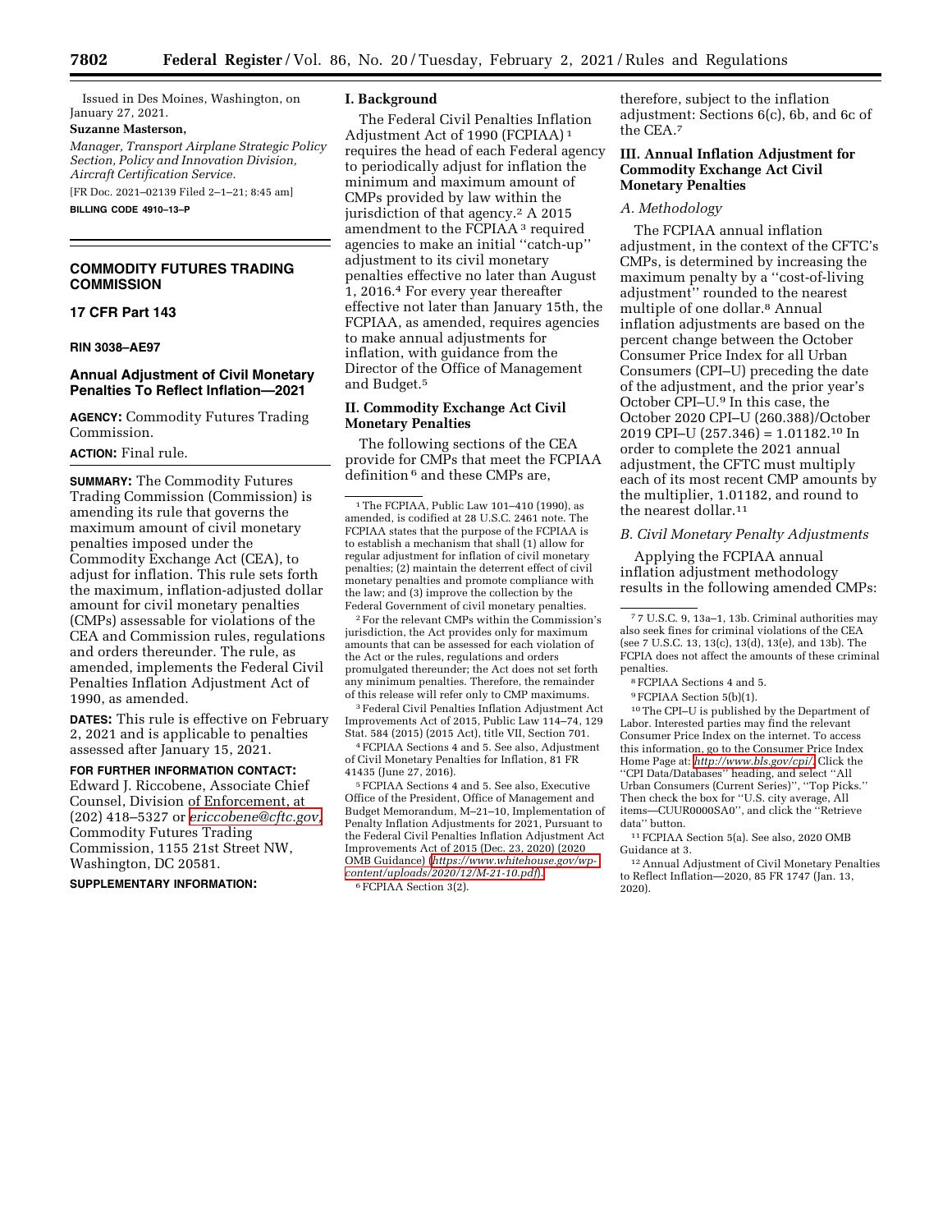Issued in Des Moines, Washington, on January 27, 2021.

**Suzanne Masterson,**

*Manager, Transport Airplane Strategic Policy Section, Policy and Innovation Division, Aircraft Certification Service.*

[FR Doc. 2021–02139 Filed 2–1–21; 8:45 am]

**BILLING CODE 4910–13–P**

---

## COMMODITY FUTURES TRADING COMMISSION

## 17 CFR Part 143

**RIN 3038–AE97**

## Annual Adjustment of Civil Monetary Penalties To Reflect Inflation—2021

**AGENCY:** Commodity Futures Trading Commission.

**ACTION:** Final rule.

**SUMMARY:** The Commodity Futures Trading Commission (Commission) is amending its rule that governs the maximum amount of civil monetary penalties imposed under the Commodity Exchange Act (CEA), to adjust for inflation. This rule sets forth the maximum, inflation-adjusted dollar amount for civil monetary penalties (CMPs) assessable for violations of the CEA and Commission rules, regulations and orders thereunder. The rule, as amended, implements the Federal Civil Penalties Inflation Adjustment Act of 1990, as amended.

**DATES:** This rule is effective on February 2, 2021 and is applicable to penalties assessed after January 15, 2021.

**FOR FURTHER INFORMATION CONTACT:** Edward J. Riccobene, Associate Chief Counsel, Division of Enforcement, at (202) 418–5327 or *ericcobene@cftc.gov*, Commodity Futures Trading Commission, 1155 21st Street NW, Washington, DC 20581.

**SUPPLEMENTARY INFORMATION:**

### I. Background

The Federal Civil Penalties Inflation Adjustment Act of 1990 (FCPIAA)[1] requires the head of each Federal agency to periodically adjust for inflation the minimum and maximum amount of CMPs provided by law within the jurisdiction of that agency.[2] A 2015 amendment to the FCPIAA[3] required agencies to make an initial "catch-up" adjustment to its civil monetary penalties effective no later than August 1, 2016.[4] For every year thereafter effective not later than January 15th, the FCPIAA, as amended, requires agencies to make annual adjustments for inflation, with guidance from the Director of the Office of Management and Budget.[5]

### II. Commodity Exchange Act Civil Monetary Penalties

The following sections of the CEA provide for CMPs that meet the FCPIAA definition[6] and these CMPs are, therefore, subject to the inflation adjustment: Sections 6(c), 6b, and 6c of the CEA.[7]

### III. Annual Inflation Adjustment for Commodity Exchange Act Civil Monetary Penalties

#### *A. Methodology*

The FCPIAA annual inflation adjustment, in the context of the CFTC's CMPs, is determined by increasing the maximum penalty by a "cost-of-living adjustment" rounded to the nearest multiple of one dollar.[8] Annual inflation adjustments are based on the percent change between the October Consumer Price Index for all Urban Consumers (CPI–U) preceding the date of the adjustment, and the prior year's October CPI–U.[9] In this case, the October 2020 CPI–U (260.388)/October 2019 CPI–U (257.346) = 1.01182.[10] In order to complete the 2021 annual adjustment, the CFTC must multiply each of its most recent CMP amounts by the multiplier, 1.01182, and round to the nearest dollar.[11]

#### *B. Civil Monetary Penalty Adjustments*

Applying the FCPIAA annual inflation adjustment methodology results in the following amended CMPs:

---

[1] The FCPIAA, Public Law 101–410 (1990), as amended, is codified at 28 U.S.C. 2461 note. The FCPIAA states that the purpose of the FCPIAA is to establish a mechanism that shall (1) allow for regular adjustment for inflation of civil monetary penalties; (2) maintain the deterrent effect of civil monetary penalties and promote compliance with the law; and (3) improve the collection by the Federal Government of civil monetary penalties.

[2] For the relevant CMPs within the Commission's jurisdiction, the Act provides only for maximum amounts that can be assessed for each violation of the Act or the rules, regulations and orders promulgated thereunder; the Act does not set forth any minimum penalties. Therefore, the remainder of this release will refer only to CMP maximums.

[3] Federal Civil Penalties Inflation Adjustment Act Improvements Act of 2015, Public Law 114–74, 129 Stat. 584 (2015) (2015 Act), title VII, Section 701.

[4] FCPIAA Sections 4 and 5. See also, Adjustment of Civil Monetary Penalties for Inflation, 81 FR 41435 (June 27, 2016).

[5] FCPIAA Sections 4 and 5. See also, Executive Office of the President, Office of Management and Budget Memorandum, M–21–10, Implementation of Penalty Inflation Adjustments for 2021, Pursuant to the Federal Civil Penalties Inflation Adjustment Act Improvements Act of 2015 (Dec. 23, 2020) (2020 OMB Guidance) (*https://www.whitehouse.gov/wp-content/uploads/2020/12/M-21-10.pdf*).

[6] FCPIAA Section 3(2).

[7] 7 U.S.C. 9, 13a–1, 13b. Criminal authorities may also seek fines for criminal violations of the CEA (see 7 U.S.C. 13, 13(c), 13(d), 13(e), and 13b). The FCPIA does not affect the amounts of these criminal penalties.

[8] FCPIAA Sections 4 and 5.

[9] FCPIAA Section 5(b)(1).

[10] The CPI–U is published by the Department of Labor. Interested parties may find the relevant Consumer Price Index on the internet. To access this information, go to the Consumer Price Index Home Page at: *http://www.bls.gov/cpi/*. Click the "CPI Data/Databases" heading, and select "All Urban Consumers (Current Series)", "Top Picks." Then check the box for "U.S. city average, All items—CUUR0000SA0", and click the "Retrieve data" button.

[11] FCPIAA Section 5(a). See also, 2020 OMB Guidance at 3.

[12] Annual Adjustment of Civil Monetary Penalties to Reflect Inflation—2020, 85 FR 1747 (Jan. 13, 2020).